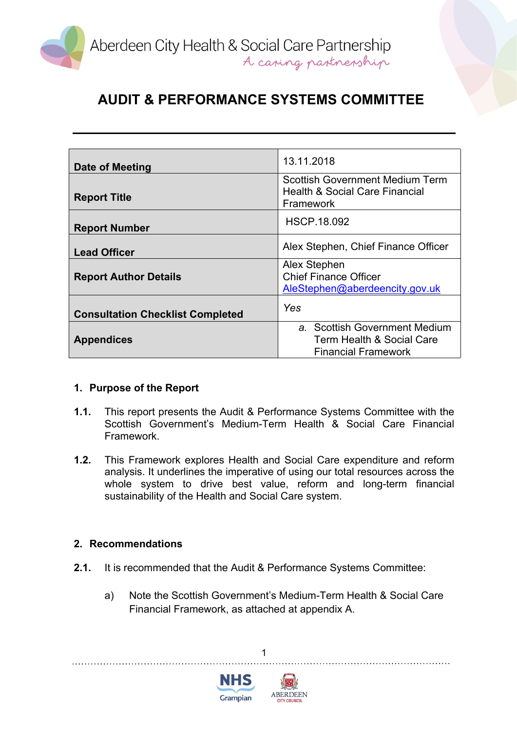Aberdeen City Health & Social Care Partnership
A caring partnership

# AUDIT & PERFORMANCE SYSTEMS COMMITTEE

| | |
|---|---|
| **Date of Meeting** | 13.11.2018 |
| **Report Title** | Scottish Government Medium Term Health & Social Care Financial Framework |
| **Report Number** | HSCP.18.092 |
| **Lead Officer** | Alex Stephen, Chief Finance Officer |
| **Report Author Details** | Alex Stephen<br>Chief Finance Officer<br>AleStephen@aberdeencity.gov.uk |
| **Consultation Checklist Completed** | *Yes* |
| **Appendices** | a. Scottish Government Medium Term Health & Social Care Financial Framework |

## 1. Purpose of the Report

**1.1.** This report presents the Audit & Performance Systems Committee with the Scottish Government's Medium-Term Health & Social Care Financial Framework.

**1.2.** This Framework explores Health and Social Care expenditure and reform analysis. It underlines the imperative of using our total resources across the whole system to drive best value, reform and long-term financial sustainability of the Health and Social Care system.

## 2. Recommendations

**2.1.** It is recommended that the Audit & Performance Systems Committee:

a) Note the Scottish Government's Medium-Term Health & Social Care Financial Framework, as attached at appendix A.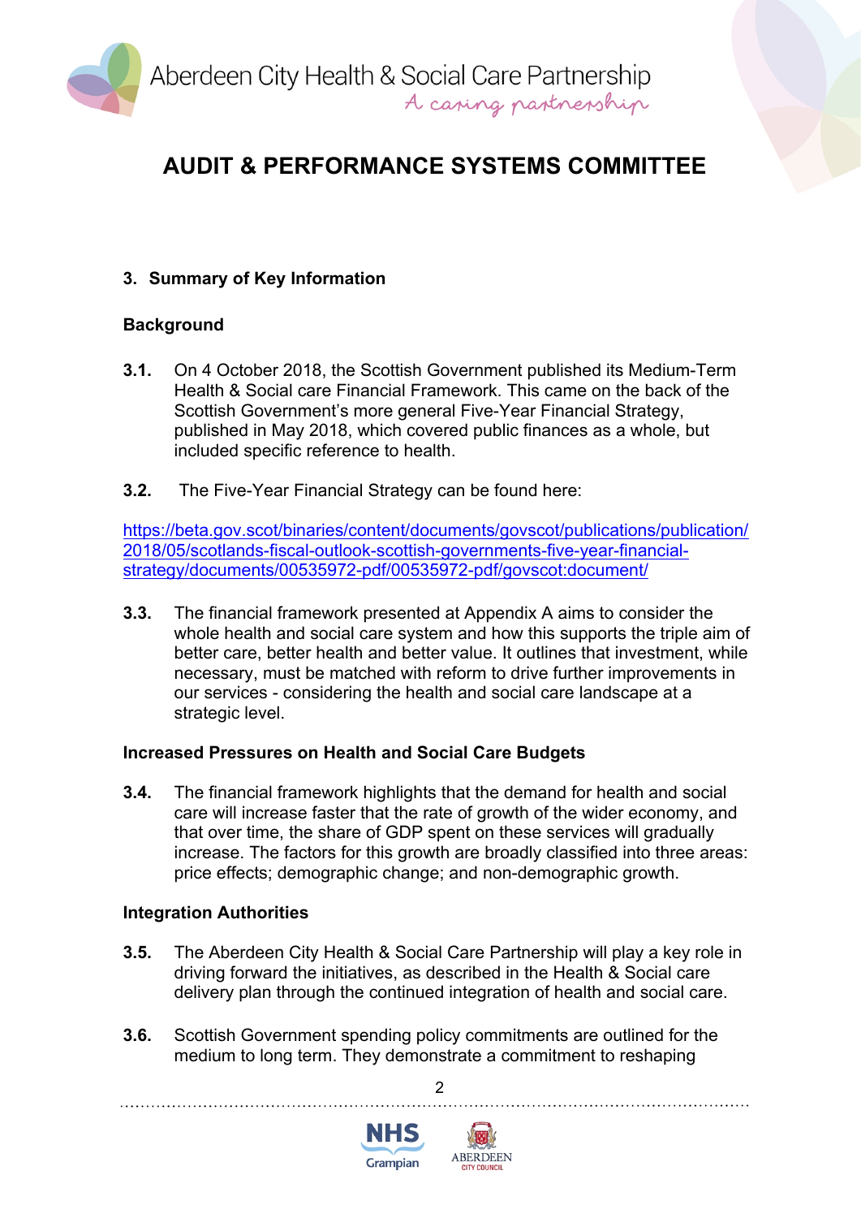## AUDIT & PERFORMANCE SYSTEMS COMMITTEE

### 3. Summary of Key Information

**Background**

**3.1.** On 4 October 2018, the Scottish Government published its Medium-Term Health & Social care Financial Framework. This came on the back of the Scottish Government's more general Five-Year Financial Strategy, published in May 2018, which covered public finances as a whole, but included specific reference to health.

**3.2.** The Five-Year Financial Strategy can be found here:

https://beta.gov.scot/binaries/content/documents/govscot/publications/publication/2018/05/scotlands-fiscal-outlook-scottish-governments-five-year-financial-strategy/documents/00535972-pdf/00535972-pdf/govscot:document/

**3.3.** The financial framework presented at Appendix A aims to consider the whole health and social care system and how this supports the triple aim of better care, better health and better value. It outlines that investment, while necessary, must be matched with reform to drive further improvements in our services - considering the health and social care landscape at a strategic level.

**Increased Pressures on Health and Social Care Budgets**

**3.4.** The financial framework highlights that the demand for health and social care will increase faster that the rate of growth of the wider economy, and that over time, the share of GDP spent on these services will gradually increase. The factors for this growth are broadly classified into three areas: price effects; demographic change; and non-demographic growth.

**Integration Authorities**

**3.5.** The Aberdeen City Health & Social Care Partnership will play a key role in driving forward the initiatives, as described in the Health & Social care delivery plan through the continued integration of health and social care.

**3.6.** Scottish Government spending policy commitments are outlined for the medium to long term. They demonstrate a commitment to reshaping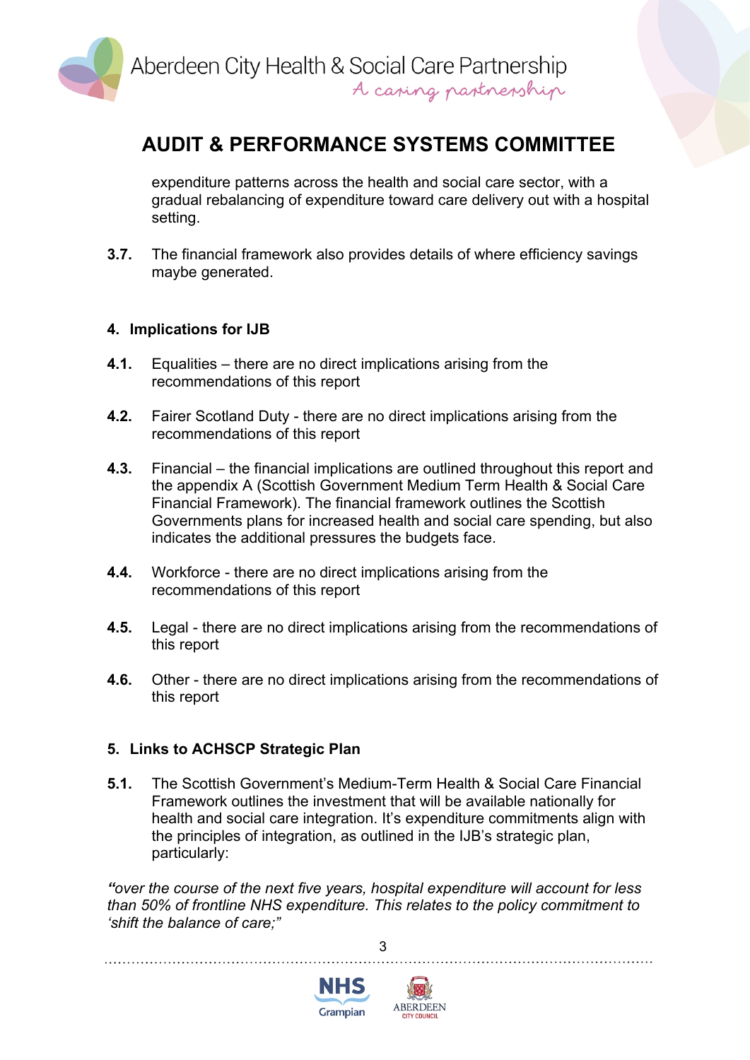expenditure patterns across the health and social care sector, with a gradual rebalancing of expenditure toward care delivery out with a hospital setting.

**3.7.** The financial framework also provides details of where efficiency savings maybe generated.

## 4. Implications for IJB

**4.1.** Equalities – there are no direct implications arising from the recommendations of this report

**4.2.** Fairer Scotland Duty - there are no direct implications arising from the recommendations of this report

**4.3.** Financial – the financial implications are outlined throughout this report and the appendix A (Scottish Government Medium Term Health & Social Care Financial Framework). The financial framework outlines the Scottish Governments plans for increased health and social care spending, but also indicates the additional pressures the budgets face.

**4.4.** Workforce - there are no direct implications arising from the recommendations of this report

**4.5.** Legal - there are no direct implications arising from the recommendations of this report

**4.6.** Other - there are no direct implications arising from the recommendations of this report

## 5. Links to ACHSCP Strategic Plan

**5.1.** The Scottish Government's Medium-Term Health & Social Care Financial Framework outlines the investment that will be available nationally for health and social care integration. It's expenditure commitments align with the principles of integration, as outlined in the IJB's strategic plan, particularly:

*"over the course of the next five years, hospital expenditure will account for less than 50% of frontline NHS expenditure. This relates to the policy commitment to 'shift the balance of care;"*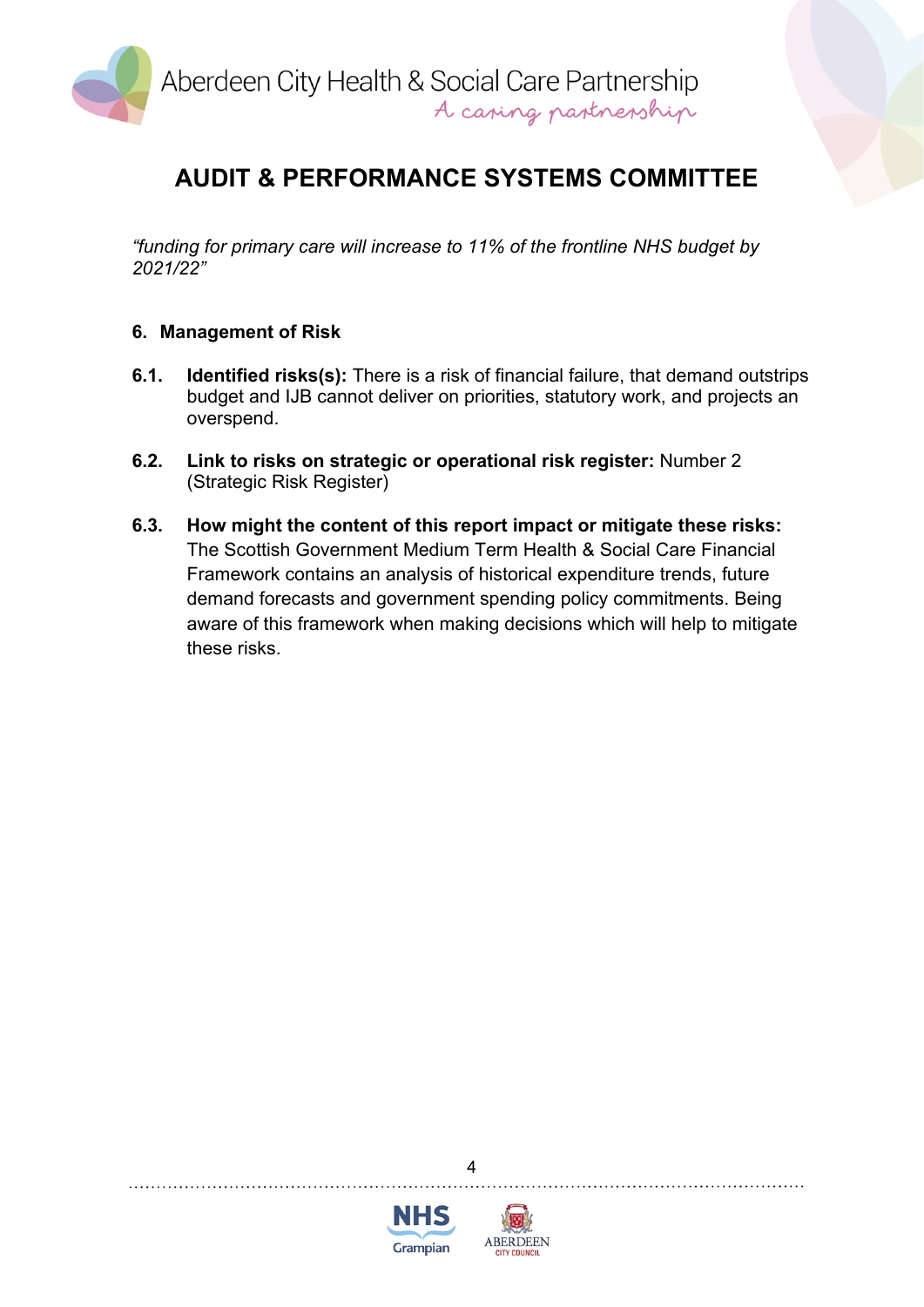*"funding for primary care will increase to 11% of the frontline NHS budget by 2021/22"*

## 6. Management of Risk

**6.1. Identified risks(s):** There is a risk of financial failure, that demand outstrips budget and IJB cannot deliver on priorities, statutory work, and projects an overspend.

**6.2. Link to risks on strategic or operational risk register:** Number 2 (Strategic Risk Register)

**6.3. How might the content of this report impact or mitigate these risks:** The Scottish Government Medium Term Health & Social Care Financial Framework contains an analysis of historical expenditure trends, future demand forecasts and government spending policy commitments. Being aware of this framework when making decisions which will help to mitigate these risks.